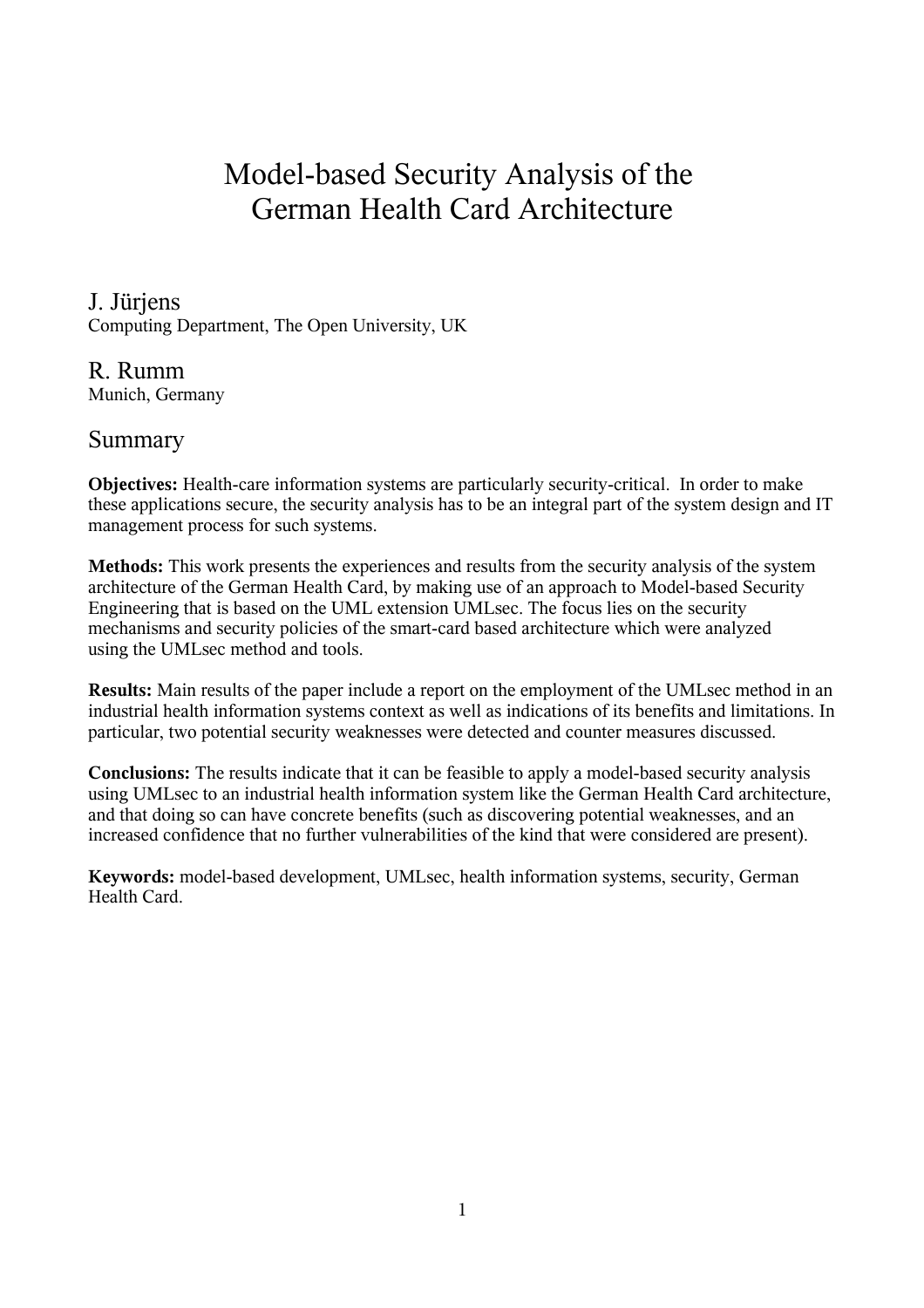# Model-based Security Analysis of the German Health Card Architecture

J. Jürjens
Computing Department, The Open University, UK

R. Rumm
Munich, Germany

## Summary

**Objectives:** Health-care information systems are particularly security-critical. In order to make these applications secure, the security analysis has to be an integral part of the system design and IT management process for such systems.

**Methods:** This work presents the experiences and results from the security analysis of the system architecture of the German Health Card, by making use of an approach to Model-based Security Engineering that is based on the UML extension UMLsec. The focus lies on the security mechanisms and security policies of the smart-card based architecture which were analyzed using the UMLsec method and tools.

**Results:** Main results of the paper include a report on the employment of the UMLsec method in an industrial health information systems context as well as indications of its benefits and limitations. In particular, two potential security weaknesses were detected and counter measures discussed.

**Conclusions:** The results indicate that it can be feasible to apply a model-based security analysis using UMLsec to an industrial health information system like the German Health Card architecture, and that doing so can have concrete benefits (such as discovering potential weaknesses, and an increased confidence that no further vulnerabilities of the kind that were considered are present).

**Keywords:** model-based development, UMLsec, health information systems, security, German Health Card.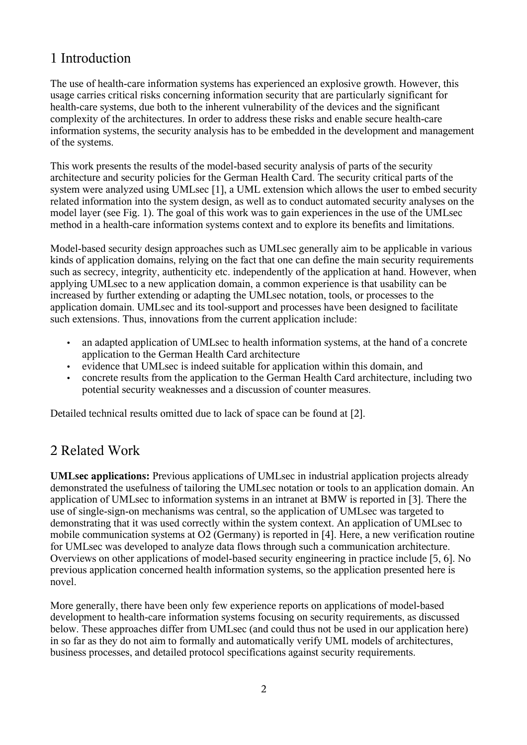## 1 Introduction

The use of health-care information systems has experienced an explosive growth. However, this usage carries critical risks concerning information security that are particularly significant for health-care systems, due both to the inherent vulnerability of the devices and the significant complexity of the architectures. In order to address these risks and enable secure health-care information systems, the security analysis has to be embedded in the development and management of the systems.

This work presents the results of the model-based security analysis of parts of the security architecture and security policies for the German Health Card. The security critical parts of the system were analyzed using UMLsec [1], a UML extension which allows the user to embed security related information into the system design, as well as to conduct automated security analyses on the model layer (see Fig. 1). The goal of this work was to gain experiences in the use of the UMLsec method in a health-care information systems context and to explore its benefits and limitations.

Model-based security design approaches such as UMLsec generally aim to be applicable in various kinds of application domains, relying on the fact that one can define the main security requirements such as secrecy, integrity, authenticity etc. independently of the application at hand. However, when applying UMLsec to a new application domain, a common experience is that usability can be increased by further extending or adapting the UMLsec notation, tools, or processes to the application domain. UMLsec and its tool-support and processes have been designed to facilitate such extensions. Thus, innovations from the current application include:

- an adapted application of UMLsec to health information systems, at the hand of a concrete application to the German Health Card architecture
- evidence that UMLsec is indeed suitable for application within this domain, and
- concrete results from the application to the German Health Card architecture, including two potential security weaknesses and a discussion of counter measures.

Detailed technical results omitted due to lack of space can be found at [2].

## 2 Related Work

**UMLsec applications:** Previous applications of UMLsec in industrial application projects already demonstrated the usefulness of tailoring the UMLsec notation or tools to an application domain. An application of UMLsec to information systems in an intranet at BMW is reported in [3]. There the use of single-sign-on mechanisms was central, so the application of UMLsec was targeted to demonstrating that it was used correctly within the system context. An application of UMLsec to mobile communication systems at O2 (Germany) is reported in [4]. Here, a new verification routine for UMLsec was developed to analyze data flows through such a communication architecture. Overviews on other applications of model-based security engineering in practice include [5, 6]. No previous application concerned health information systems, so the application presented here is novel.

More generally, there have been only few experience reports on applications of model-based development to health-care information systems focusing on security requirements, as discussed below. These approaches differ from UMLsec (and could thus not be used in our application here) in so far as they do not aim to formally and automatically verify UML models of architectures, business processes, and detailed protocol specifications against security requirements.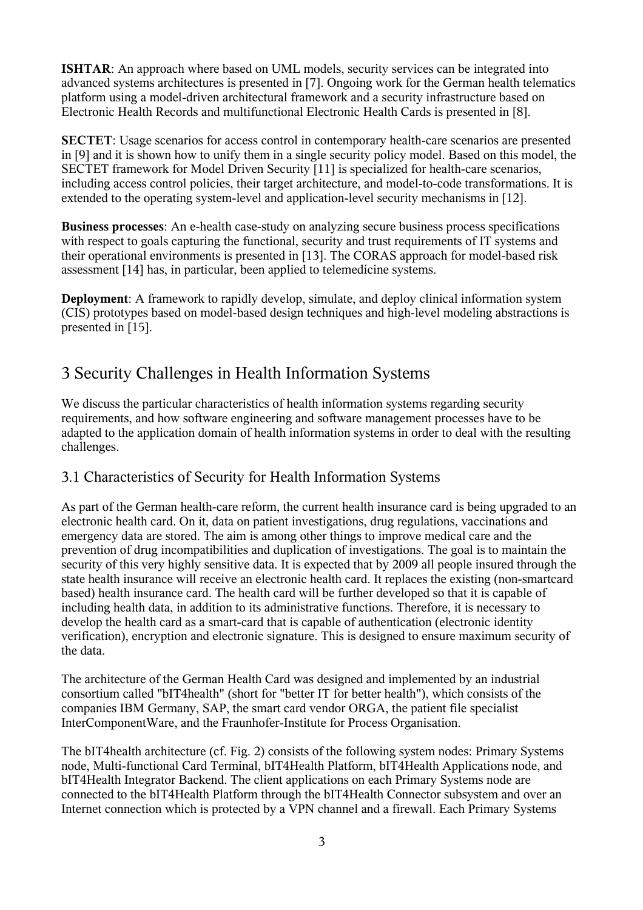**ISHTAR**: An approach where based on UML models, security services can be integrated into advanced systems architectures is presented in [7]. Ongoing work for the German health telematics platform using a model-driven architectural framework and a security infrastructure based on Electronic Health Records and multifunctional Electronic Health Cards is presented in [8].

**SECTET**: Usage scenarios for access control in contemporary health-care scenarios are presented in [9] and it is shown how to unify them in a single security policy model. Based on this model, the SECTET framework for Model Driven Security [11] is specialized for health-care scenarios, including access control policies, their target architecture, and model-to-code transformations. It is extended to the operating system-level and application-level security mechanisms in [12].

**Business processes**: An e-health case-study on analyzing secure business process specifications with respect to goals capturing the functional, security and trust requirements of IT systems and their operational environments is presented in [13]. The CORAS approach for model-based risk assessment [14] has, in particular, been applied to telemedicine systems.

**Deployment**: A framework to rapidly develop, simulate, and deploy clinical information system (CIS) prototypes based on model-based design techniques and high-level modeling abstractions is presented in [15].

## 3 Security Challenges in Health Information Systems

We discuss the particular characteristics of health information systems regarding security requirements, and how software engineering and software management processes have to be adapted to the application domain of health information systems in order to deal with the resulting challenges.

### 3.1 Characteristics of Security for Health Information Systems

As part of the German health-care reform, the current health insurance card is being upgraded to an electronic health card. On it, data on patient investigations, drug regulations, vaccinations and emergency data are stored. The aim is among other things to improve medical care and the prevention of drug incompatibilities and duplication of investigations. The goal is to maintain the security of this very highly sensitive data. It is expected that by 2009 all people insured through the state health insurance will receive an electronic health card. It replaces the existing (non-smartcard based) health insurance card. The health card will be further developed so that it is capable of including health data, in addition to its administrative functions. Therefore, it is necessary to develop the health card as a smart-card that is capable of authentication (electronic identity verification), encryption and electronic signature. This is designed to ensure maximum security of the data.

The architecture of the German Health Card was designed and implemented by an industrial consortium called "bIT4health" (short for "better IT for better health"), which consists of the companies IBM Germany, SAP, the smart card vendor ORGA, the patient file specialist InterComponentWare, and the Fraunhofer-Institute for Process Organisation.

The bIT4health architecture (cf. Fig. 2) consists of the following system nodes: Primary Systems node, Multi-functional Card Terminal, bIT4Health Platform, bIT4Health Applications node, and bIT4Health Integrator Backend. The client applications on each Primary Systems node are connected to the bIT4Health Platform through the bIT4Health Connector subsystem and over an Internet connection which is protected by a VPN channel and a firewall. Each Primary Systems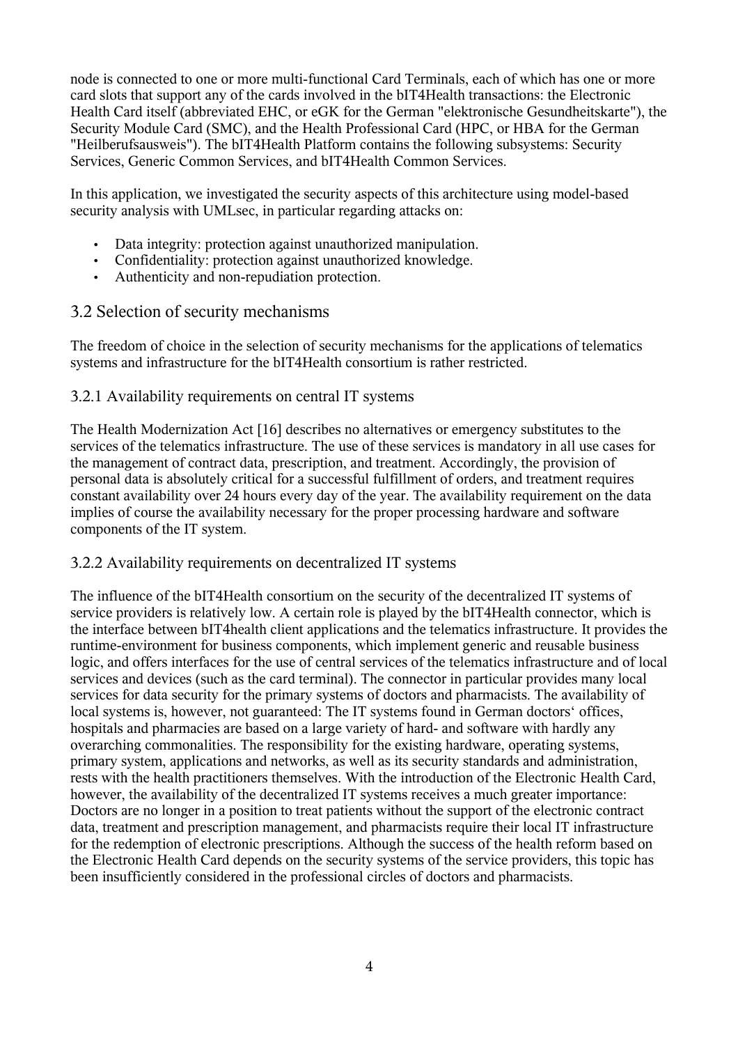node is connected to one or more multi-functional Card Terminals, each of which has one or more card slots that support any of the cards involved in the bIT4Health transactions: the Electronic Health Card itself (abbreviated EHC, or eGK for the German "elektronische Gesundheitskarte"), the Security Module Card (SMC), and the Health Professional Card (HPC, or HBA for the German "Heilberufsausweis"). The bIT4Health Platform contains the following subsystems: Security Services, Generic Common Services, and bIT4Health Common Services.

In this application, we investigated the security aspects of this architecture using model-based security analysis with UMLsec, in particular regarding attacks on:

- Data integrity: protection against unauthorized manipulation.
- Confidentiality: protection against unauthorized knowledge.
- Authenticity and non-repudiation protection.

## 3.2 Selection of security mechanisms

The freedom of choice in the selection of security mechanisms for the applications of telematics systems and infrastructure for the bIT4Health consortium is rather restricted.

### 3.2.1 Availability requirements on central IT systems

The Health Modernization Act [16] describes no alternatives or emergency substitutes to the services of the telematics infrastructure. The use of these services is mandatory in all use cases for the management of contract data, prescription, and treatment. Accordingly, the provision of personal data is absolutely critical for a successful fulfillment of orders, and treatment requires constant availability over 24 hours every day of the year. The availability requirement on the data implies of course the availability necessary for the proper processing hardware and software components of the IT system.

### 3.2.2 Availability requirements on decentralized IT systems

The influence of the bIT4Health consortium on the security of the decentralized IT systems of service providers is relatively low. A certain role is played by the bIT4Health connector, which is the interface between bIT4health client applications and the telematics infrastructure. It provides the runtime-environment for business components, which implement generic and reusable business logic, and offers interfaces for the use of central services of the telematics infrastructure and of local services and devices (such as the card terminal). The connector in particular provides many local services for data security for the primary systems of doctors and pharmacists. The availability of local systems is, however, not guaranteed: The IT systems found in German doctors' offices, hospitals and pharmacies are based on a large variety of hard- and software with hardly any overarching commonalities. The responsibility for the existing hardware, operating systems, primary system, applications and networks, as well as its security standards and administration, rests with the health practitioners themselves. With the introduction of the Electronic Health Card, however, the availability of the decentralized IT systems receives a much greater importance: Doctors are no longer in a position to treat patients without the support of the electronic contract data, treatment and prescription management, and pharmacists require their local IT infrastructure for the redemption of electronic prescriptions. Although the success of the health reform based on the Electronic Health Card depends on the security systems of the service providers, this topic has been insufficiently considered in the professional circles of doctors and pharmacists.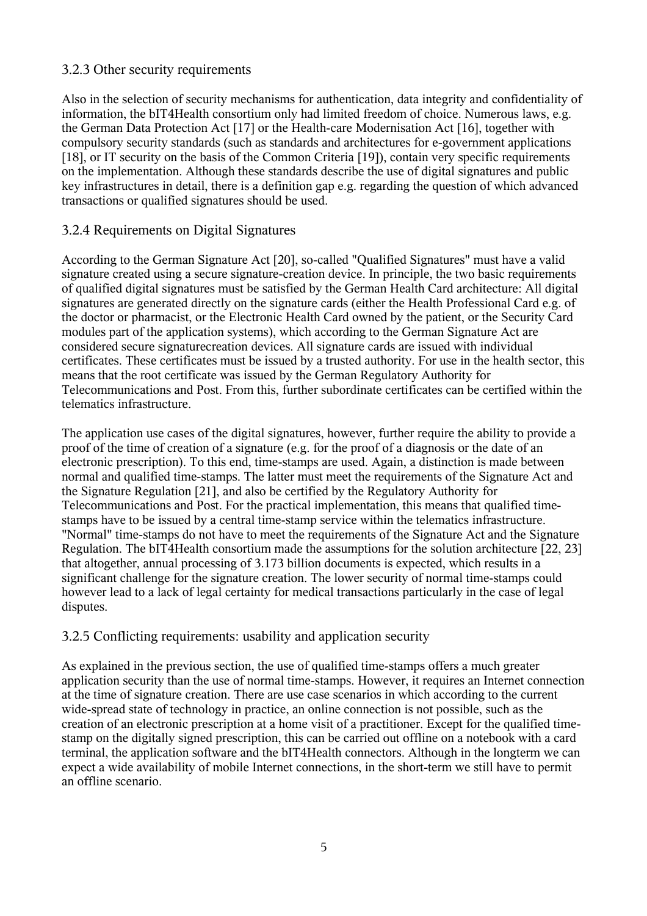### 3.2.3 Other security requirements

Also in the selection of security mechanisms for authentication, data integrity and confidentiality of information, the bIT4Health consortium only had limited freedom of choice. Numerous laws, e.g. the German Data Protection Act [17] or the Health-care Modernisation Act [16], together with compulsory security standards (such as standards and architectures for e-government applications [18], or IT security on the basis of the Common Criteria [19]), contain very specific requirements on the implementation. Although these standards describe the use of digital signatures and public key infrastructures in detail, there is a definition gap e.g. regarding the question of which advanced transactions or qualified signatures should be used.

### 3.2.4 Requirements on Digital Signatures

According to the German Signature Act [20], so-called "Qualified Signatures" must have a valid signature created using a secure signature-creation device. In principle, the two basic requirements of qualified digital signatures must be satisfied by the German Health Card architecture: All digital signatures are generated directly on the signature cards (either the Health Professional Card e.g. of the doctor or pharmacist, or the Electronic Health Card owned by the patient, or the Security Card modules part of the application systems), which according to the German Signature Act are considered secure signaturecreation devices. All signature cards are issued with individual certificates. These certificates must be issued by a trusted authority. For use in the health sector, this means that the root certificate was issued by the German Regulatory Authority for Telecommunications and Post. From this, further subordinate certificates can be certified within the telematics infrastructure.

The application use cases of the digital signatures, however, further require the ability to provide a proof of the time of creation of a signature (e.g. for the proof of a diagnosis or the date of an electronic prescription). To this end, time-stamps are used. Again, a distinction is made between normal and qualified time-stamps. The latter must meet the requirements of the Signature Act and the Signature Regulation [21], and also be certified by the Regulatory Authority for Telecommunications and Post. For the practical implementation, this means that qualified time-stamps have to be issued by a central time-stamp service within the telematics infrastructure. "Normal" time-stamps do not have to meet the requirements of the Signature Act and the Signature Regulation. The bIT4Health consortium made the assumptions for the solution architecture [22, 23] that altogether, annual processing of 3.173 billion documents is expected, which results in a significant challenge for the signature creation. The lower security of normal time-stamps could however lead to a lack of legal certainty for medical transactions particularly in the case of legal disputes.

### 3.2.5 Conflicting requirements: usability and application security

As explained in the previous section, the use of qualified time-stamps offers a much greater application security than the use of normal time-stamps. However, it requires an Internet connection at the time of signature creation. There are use case scenarios in which according to the current wide-spread state of technology in practice, an online connection is not possible, such as the creation of an electronic prescription at a home visit of a practitioner. Except for the qualified time-stamp on the digitally signed prescription, this can be carried out offline on a notebook with a card terminal, the application software and the bIT4Health connectors. Although in the longterm we can expect a wide availability of mobile Internet connections, in the short-term we still have to permit an offline scenario.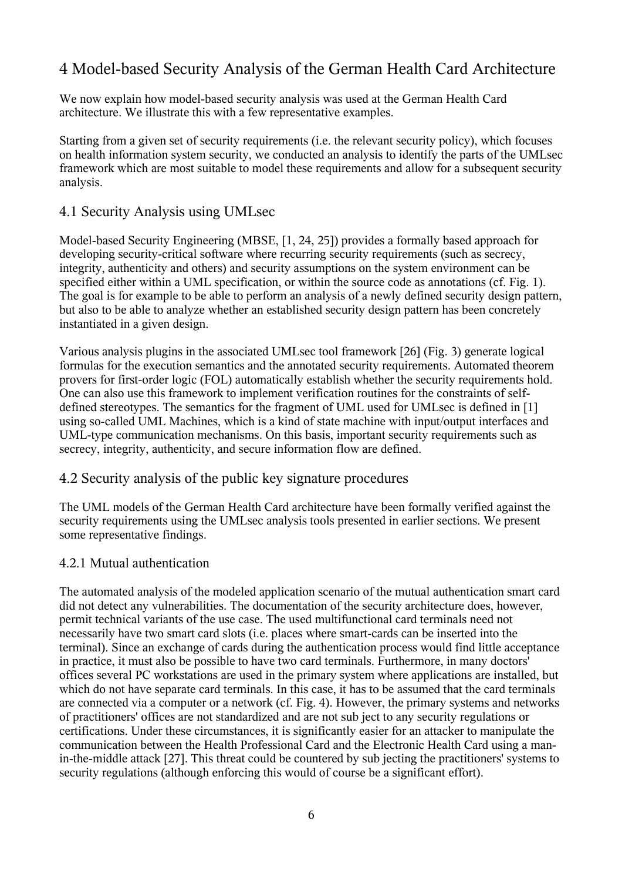# 4 Model-based Security Analysis of the German Health Card Architecture

We now explain how model-based security analysis was used at the German Health Card architecture. We illustrate this with a few representative examples.

Starting from a given set of security requirements (i.e. the relevant security policy), which focuses on health information system security, we conducted an analysis to identify the parts of the UMLsec framework which are most suitable to model these requirements and allow for a subsequent security analysis.

## 4.1 Security Analysis using UMLsec

Model-based Security Engineering (MBSE, [1, 24, 25]) provides a formally based approach for developing security-critical software where recurring security requirements (such as secrecy, integrity, authenticity and others) and security assumptions on the system environment can be specified either within a UML specification, or within the source code as annotations (cf. Fig. 1). The goal is for example to be able to perform an analysis of a newly defined security design pattern, but also to be able to analyze whether an established security design pattern has been concretely instantiated in a given design.

Various analysis plugins in the associated UMLsec tool framework [26] (Fig. 3) generate logical formulas for the execution semantics and the annotated security requirements. Automated theorem provers for first-order logic (FOL) automatically establish whether the security requirements hold. One can also use this framework to implement verification routines for the constraints of self-defined stereotypes. The semantics for the fragment of UML used for UMLsec is defined in [1] using so-called UML Machines, which is a kind of state machine with input/output interfaces and UML-type communication mechanisms. On this basis, important security requirements such as secrecy, integrity, authenticity, and secure information flow are defined.

## 4.2 Security analysis of the public key signature procedures

The UML models of the German Health Card architecture have been formally verified against the security requirements using the UMLsec analysis tools presented in earlier sections. We present some representative findings.

### 4.2.1 Mutual authentication

The automated analysis of the modeled application scenario of the mutual authentication smart card did not detect any vulnerabilities. The documentation of the security architecture does, however, permit technical variants of the use case. The used multifunctional card terminals need not necessarily have two smart card slots (i.e. places where smart-cards can be inserted into the terminal). Since an exchange of cards during the authentication process would find little acceptance in practice, it must also be possible to have two card terminals. Furthermore, in many doctors' offices several PC workstations are used in the primary system where applications are installed, but which do not have separate card terminals. In this case, it has to be assumed that the card terminals are connected via a computer or a network (cf. Fig. 4). However, the primary systems and networks of practitioners' offices are not standardized and are not subject to any security regulations or certifications. Under these circumstances, it is significantly easier for an attacker to manipulate the communication between the Health Professional Card and the Electronic Health Card using a man-in-the-middle attack [27]. This threat could be countered by subjecting the practitioners' systems to security regulations (although enforcing this would of course be a significant effort).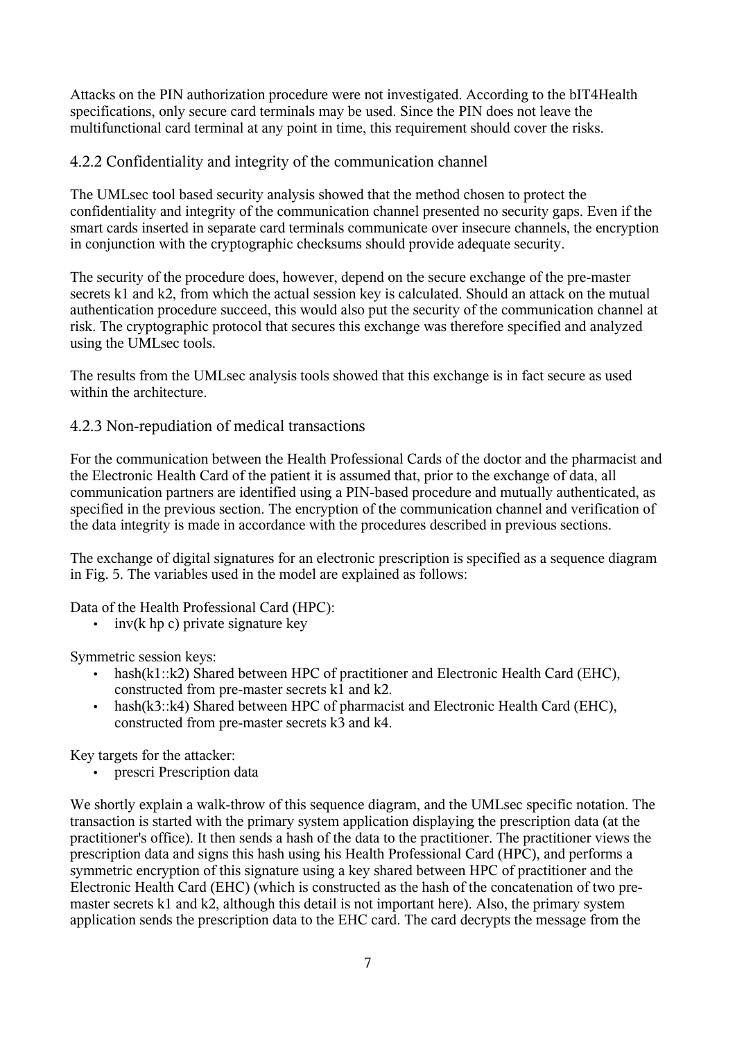Attacks on the PIN authorization procedure were not investigated. According to the bIT4Health specifications, only secure card terminals may be used. Since the PIN does not leave the multifunctional card terminal at any point in time, this requirement should cover the risks.

### 4.2.2 Confidentiality and integrity of the communication channel

The UMLsec tool based security analysis showed that the method chosen to protect the confidentiality and integrity of the communication channel presented no security gaps. Even if the smart cards inserted in separate card terminals communicate over insecure channels, the encryption in conjunction with the cryptographic checksums should provide adequate security.

The security of the procedure does, however, depend on the secure exchange of the pre-master secrets k1 and k2, from which the actual session key is calculated. Should an attack on the mutual authentication procedure succeed, this would also put the security of the communication channel at risk. The cryptographic protocol that secures this exchange was therefore specified and analyzed using the UMLsec tools.

The results from the UMLsec analysis tools showed that this exchange is in fact secure as used within the architecture.

### 4.2.3 Non-repudiation of medical transactions

For the communication between the Health Professional Cards of the doctor and the pharmacist and the Electronic Health Card of the patient it is assumed that, prior to the exchange of data, all communication partners are identified using a PIN-based procedure and mutually authenticated, as specified in the previous section. The encryption of the communication channel and verification of the data integrity is made in accordance with the procedures described in previous sections.

The exchange of digital signatures for an electronic prescription is specified as a sequence diagram in Fig. 5. The variables used in the model are explained as follows:

Data of the Health Professional Card (HPC):

- inv(k hp c) private signature key

Symmetric session keys:

- hash(k1::k2) Shared between HPC of practitioner and Electronic Health Card (EHC), constructed from pre-master secrets k1 and k2.
- hash(k3::k4) Shared between HPC of pharmacist and Electronic Health Card (EHC), constructed from pre-master secrets k3 and k4.

Key targets for the attacker:

- prescri Prescription data

We shortly explain a walk-throw of this sequence diagram, and the UMLsec specific notation. The transaction is started with the primary system application displaying the prescription data (at the practitioner's office). It then sends a hash of the data to the practitioner. The practitioner views the prescription data and signs this hash using his Health Professional Card (HPC), and performs a symmetric encryption of this signature using a key shared between HPC of practitioner and the Electronic Health Card (EHC) (which is constructed as the hash of the concatenation of two pre-master secrets k1 and k2, although this detail is not important here). Also, the primary system application sends the prescription data to the EHC card. The card decrypts the message from the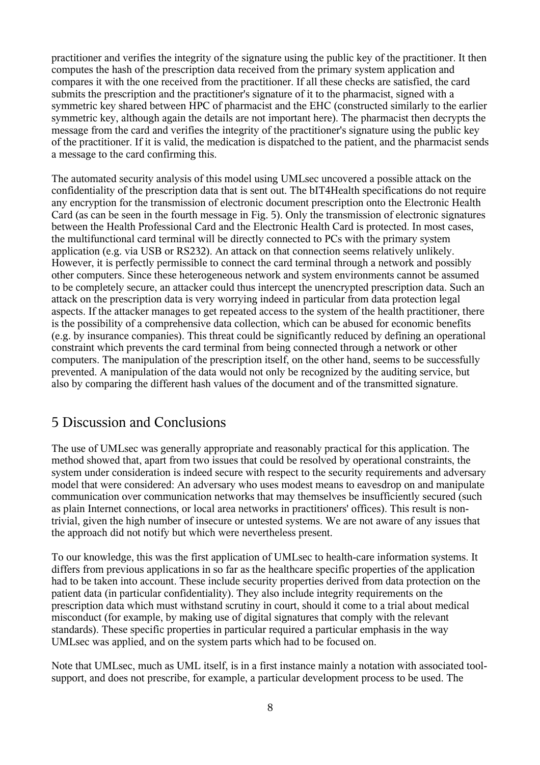practitioner and verifies the integrity of the signature using the public key of the practitioner. It then computes the hash of the prescription data received from the primary system application and compares it with the one received from the practitioner. If all these checks are satisfied, the card submits the prescription and the practitioner's signature of it to the pharmacist, signed with a symmetric key shared between HPC of pharmacist and the EHC (constructed similarly to the earlier symmetric key, although again the details are not important here). The pharmacist then decrypts the message from the card and verifies the integrity of the practitioner's signature using the public key of the practitioner. If it is valid, the medication is dispatched to the patient, and the pharmacist sends a message to the card confirming this.

The automated security analysis of this model using UMLsec uncovered a possible attack on the confidentiality of the prescription data that is sent out. The bIT4Health specifications do not require any encryption for the transmission of electronic document prescription onto the Electronic Health Card (as can be seen in the fourth message in Fig. 5). Only the transmission of electronic signatures between the Health Professional Card and the Electronic Health Card is protected. In most cases, the multifunctional card terminal will be directly connected to PCs with the primary system application (e.g. via USB or RS232). An attack on that connection seems relatively unlikely. However, it is perfectly permissible to connect the card terminal through a network and possibly other computers. Since these heterogeneous network and system environments cannot be assumed to be completely secure, an attacker could thus intercept the unencrypted prescription data. Such an attack on the prescription data is very worrying indeed in particular from data protection legal aspects. If the attacker manages to get repeated access to the system of the health practitioner, there is the possibility of a comprehensive data collection, which can be abused for economic benefits (e.g. by insurance companies). This threat could be significantly reduced by defining an operational constraint which prevents the card terminal from being connected through a network or other computers. The manipulation of the prescription itself, on the other hand, seems to be successfully prevented. A manipulation of the data would not only be recognized by the auditing service, but also by comparing the different hash values of the document and of the transmitted signature.

# 5 Discussion and Conclusions

The use of UMLsec was generally appropriate and reasonably practical for this application. The method showed that, apart from two issues that could be resolved by operational constraints, the system under consideration is indeed secure with respect to the security requirements and adversary model that were considered: An adversary who uses modest means to eavesdrop on and manipulate communication over communication networks that may themselves be insufficiently secured (such as plain Internet connections, or local area networks in practitioners' offices). This result is non-trivial, given the high number of insecure or untested systems. We are not aware of any issues that the approach did not notify but which were nevertheless present.

To our knowledge, this was the first application of UMLsec to health-care information systems. It differs from previous applications in so far as the healthcare specific properties of the application had to be taken into account. These include security properties derived from data protection on the patient data (in particular confidentiality). They also include integrity requirements on the prescription data which must withstand scrutiny in court, should it come to a trial about medical misconduct (for example, by making use of digital signatures that comply with the relevant standards). These specific properties in particular required a particular emphasis in the way UMLsec was applied, and on the system parts which had to be focused on.

Note that UMLsec, much as UML itself, is in a first instance mainly a notation with associated tool-support, and does not prescribe, for example, a particular development process to be used. The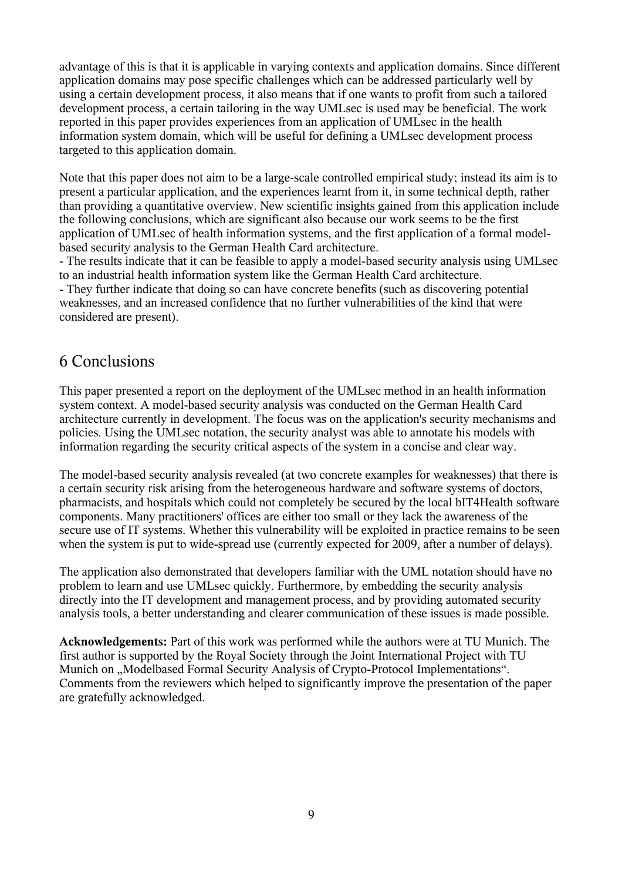advantage of this is that it is applicable in varying contexts and application domains. Since different application domains may pose specific challenges which can be addressed particularly well by using a certain development process, it also means that if one wants to profit from such a tailored development process, a certain tailoring in the way UMLsec is used may be beneficial. The work reported in this paper provides experiences from an application of UMLsec in the health information system domain, which will be useful for defining a UMLsec development process targeted to this application domain.

Note that this paper does not aim to be a large-scale controlled empirical study; instead its aim is to present a particular application, and the experiences learnt from it, in some technical depth, rather than providing a quantitative overview. New scientific insights gained from this application include the following conclusions, which are significant also because our work seems to be the first application of UMLsec of health information systems, and the first application of a formal model-based security analysis to the German Health Card architecture.

- The results indicate that it can be feasible to apply a model-based security analysis using UMLsec to an industrial health information system like the German Health Card architecture.
- They further indicate that doing so can have concrete benefits (such as discovering potential weaknesses, and an increased confidence that no further vulnerabilities of the kind that were considered are present).

# 6 Conclusions

This paper presented a report on the deployment of the UMLsec method in an health information system context. A model-based security analysis was conducted on the German Health Card architecture currently in development. The focus was on the application's security mechanisms and policies. Using the UMLsec notation, the security analyst was able to annotate his models with information regarding the security critical aspects of the system in a concise and clear way.

The model-based security analysis revealed (at two concrete examples for weaknesses) that there is a certain security risk arising from the heterogeneous hardware and software systems of doctors, pharmacists, and hospitals which could not completely be secured by the local bIT4Health software components. Many practitioners' offices are either too small or they lack the awareness of the secure use of IT systems. Whether this vulnerability will be exploited in practice remains to be seen when the system is put to wide-spread use (currently expected for 2009, after a number of delays).

The application also demonstrated that developers familiar with the UML notation should have no problem to learn and use UMLsec quickly. Furthermore, by embedding the security analysis directly into the IT development and management process, and by providing automated security analysis tools, a better understanding and clearer communication of these issues is made possible.

**Acknowledgements:** Part of this work was performed while the authors were at TU Munich. The first author is supported by the Royal Society through the Joint International Project with TU Munich on „Modelbased Formal Security Analysis of Crypto-Protocol Implementations". Comments from the reviewers which helped to significantly improve the presentation of the paper are gratefully acknowledged.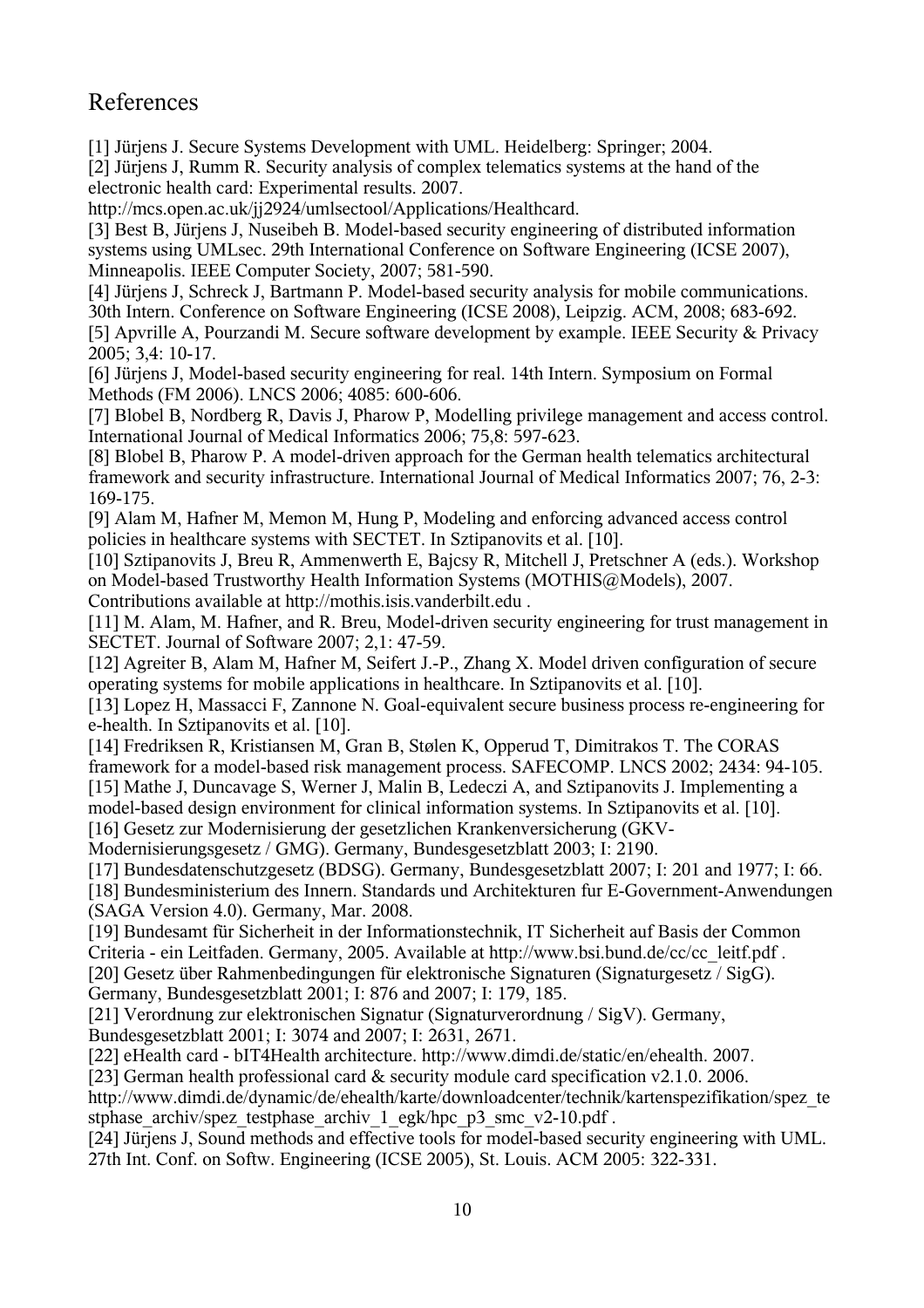## References

[1] Jürjens J. Secure Systems Development with UML. Heidelberg: Springer; 2004.

[2] Jürjens J, Rumm R. Security analysis of complex telematics systems at the hand of the electronic health card: Experimental results. 2007. http://mcs.open.ac.uk/jj2924/umlsectool/Applications/Healthcard.

[3] Best B, Jürjens J, Nuseibeh B. Model-based security engineering of distributed information systems using UMLsec. 29th International Conference on Software Engineering (ICSE 2007), Minneapolis. IEEE Computer Society, 2007; 581-590.

[4] Jürjens J, Schreck J, Bartmann P. Model-based security analysis for mobile communications. 30th Intern. Conference on Software Engineering (ICSE 2008), Leipzig. ACM, 2008; 683-692.

[5] Apvrille A, Pourzandi M. Secure software development by example. IEEE Security & Privacy 2005; 3,4: 10-17.

[6] Jürjens J, Model-based security engineering for real. 14th Intern. Symposium on Formal Methods (FM 2006). LNCS 2006; 4085: 600-606.

[7] Blobel B, Nordberg R, Davis J, Pharow P, Modelling privilege management and access control. International Journal of Medical Informatics 2006; 75,8: 597-623.

[8] Blobel B, Pharow P. A model-driven approach for the German health telematics architectural framework and security infrastructure. International Journal of Medical Informatics 2007; 76, 2-3: 169-175.

[9] Alam M, Hafner M, Memon M, Hung P, Modeling and enforcing advanced access control policies in healthcare systems with SECTET. In Sztipanovits et al. [10].

[10] Sztipanovits J, Breu R, Ammenwerth E, Bajcsy R, Mitchell J, Pretschner A (eds.). Workshop on Model-based Trustworthy Health Information Systems (MOTHIS@Models), 2007. Contributions available at http://mothis.isis.vanderbilt.edu .

[11] M. Alam, M. Hafner, and R. Breu, Model-driven security engineering for trust management in SECTET. Journal of Software 2007; 2,1: 47-59.

[12] Agreiter B, Alam M, Hafner M, Seifert J.-P., Zhang X. Model driven configuration of secure operating systems for mobile applications in healthcare. In Sztipanovits et al. [10].

[13] Lopez H, Massacci F, Zannone N. Goal-equivalent secure business process re-engineering for e-health. In Sztipanovits et al. [10].

[14] Fredriksen R, Kristiansen M, Gran B, Stølen K, Opperud T, Dimitrakos T. The CORAS framework for a model-based risk management process. SAFECOMP. LNCS 2002; 2434: 94-105.

[15] Mathe J, Duncavage S, Werner J, Malin B, Ledeczi A, and Sztipanovits J. Implementing a model-based design environment for clinical information systems. In Sztipanovits et al. [10].

[16] Gesetz zur Modernisierung der gesetzlichen Krankenversicherung (GKV-Modernisierungsgesetz / GMG). Germany, Bundesgesetzblatt 2003; I: 2190.

[17] Bundesdatenschutzgesetz (BDSG). Germany, Bundesgesetzblatt 2007; I: 201 and 1977; I: 66.

[18] Bundesministerium des Innern. Standards und Architekturen fur E-Government-Anwendungen (SAGA Version 4.0). Germany, Mar. 2008.

[19] Bundesamt für Sicherheit in der Informationstechnik, IT Sicherheit auf Basis der Common Criteria - ein Leitfaden. Germany, 2005. Available at http://www.bsi.bund.de/cc/cc_leitf.pdf .

[20] Gesetz über Rahmenbedingungen für elektronische Signaturen (Signaturgesetz / SigG). Germany, Bundesgesetzblatt 2001; I: 876 and 2007; I: 179, 185.

[21] Verordnung zur elektronischen Signatur (Signaturverordnung / SigV). Germany, Bundesgesetzblatt 2001; I: 3074 and 2007; I: 2631, 2671.

[22] eHealth card - bIT4Health architecture. http://www.dimdi.de/static/en/ehealth. 2007.

[23] German health professional card & security module card specification v2.1.0. 2006. http://www.dimdi.de/dynamic/de/ehealth/karte/downloadcenter/technik/kartenspezifikation/spez_testphase_archiv/spez_testphase_archiv_1_egk/hpc_p3_smc_v2-10.pdf .

[24] Jürjens J, Sound methods and effective tools for model-based security engineering with UML. 27th Int. Conf. on Softw. Engineering (ICSE 2005), St. Louis. ACM 2005: 322-331.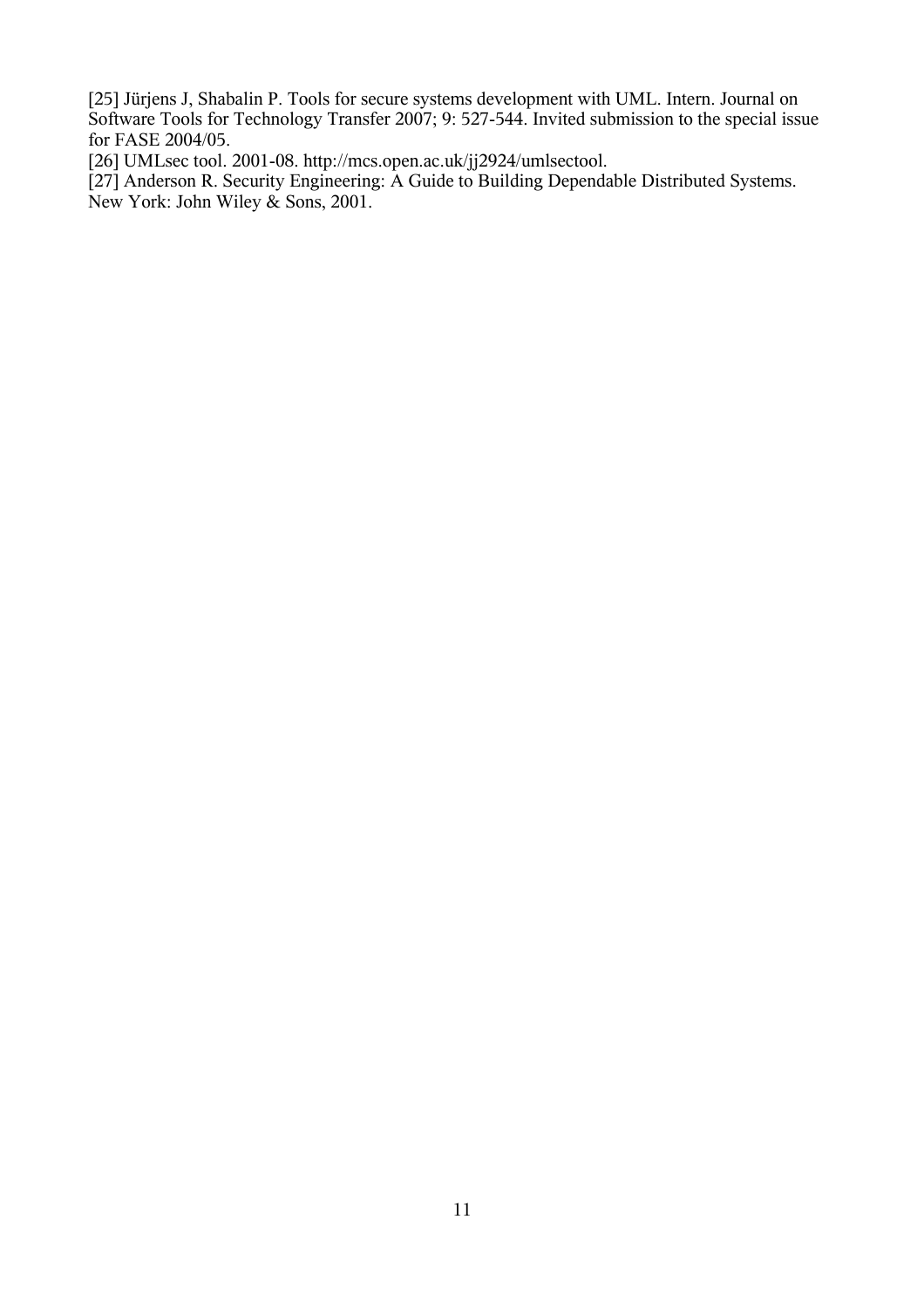[25] Jürjens J, Shabalin P. Tools for secure systems development with UML. Intern. Journal on Software Tools for Technology Transfer 2007; 9: 527-544. Invited submission to the special issue for FASE 2004/05.

[26] UMLsec tool. 2001-08. http://mcs.open.ac.uk/jj2924/umlsectool.

[27] Anderson R. Security Engineering: A Guide to Building Dependable Distributed Systems. New York: John Wiley & Sons, 2001.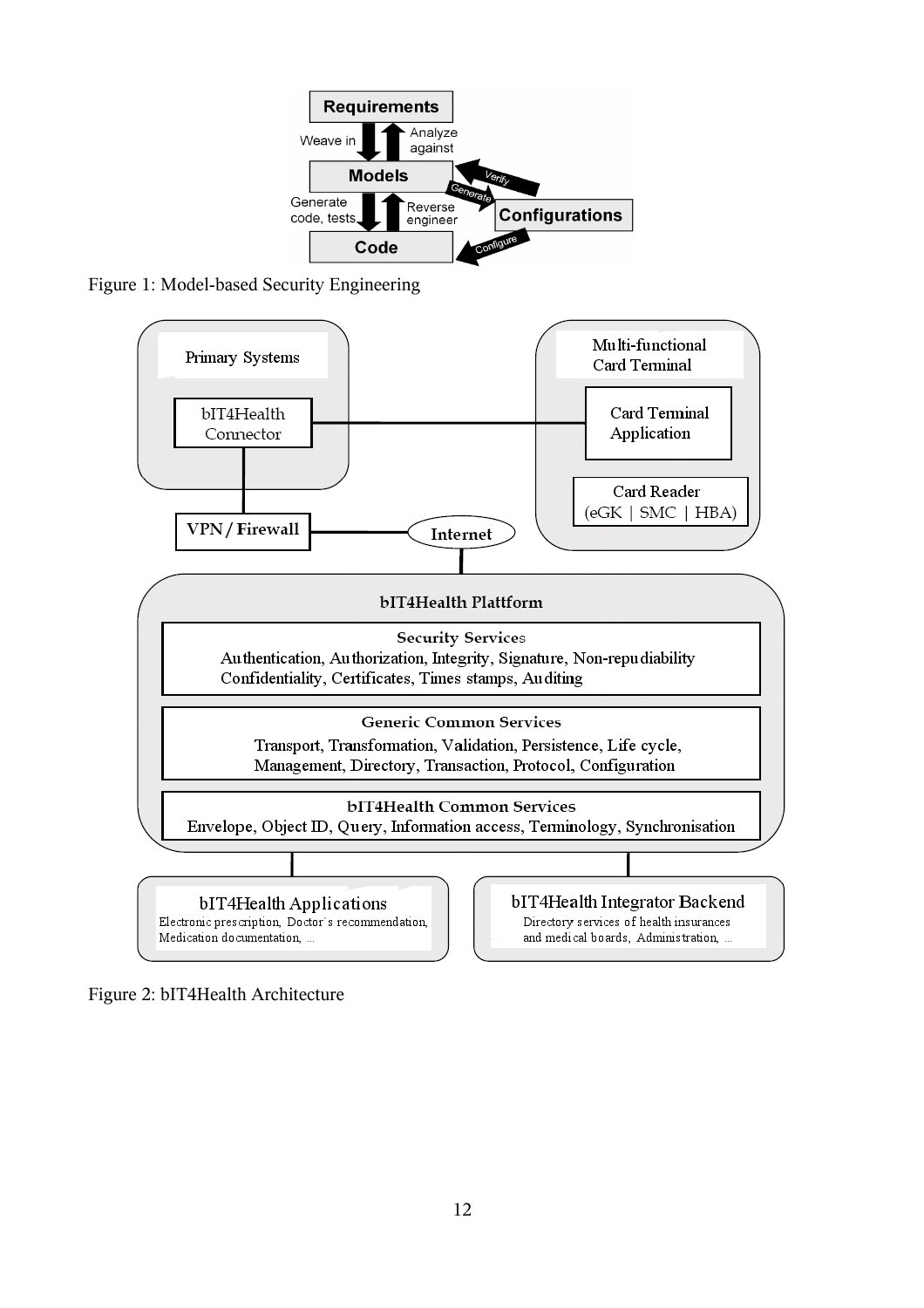Figure 1: Model-based Security Engineering

Figure 2: bIT4Health Architecture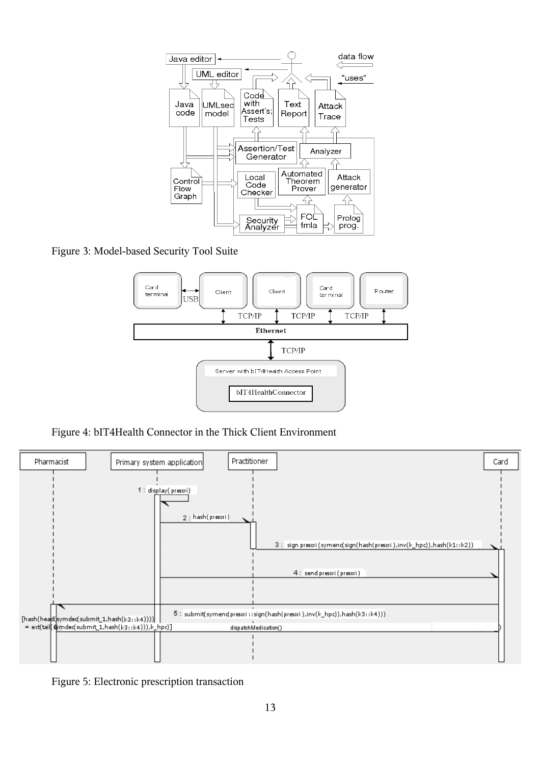Java editor

UML editor

data flow

"uses"

Java code

UMLsec model

Code with Assert's; Tests

Text Report

Attack Trace

Assertion/Test Generator

Analyzer

Control Flow Graph

Local Code Checker

Automated Theorem Prover

Attack generator

Security Analyzer

FOL fmla

Prolog prog.

Figure 3: Model-based Security Tool Suite

Card terminal

USB

Client

Client

Card terminal

Router

TCP/IP

TCP/IP

TCP/IP

Ethernet

TCP/IP

Server with bIT4Health Access Point

bIT4HealthConnector

Figure 4: bIT4Health Connector in the Thick Client Environment

Pharmacist

Primary system application

Practitioner

Card

1 : display( prescri)

2 : hash(prescri)

3 : sign prescri (symenc(sign(hash(prescri),inv(k_hpc)),hash(k1::k2))

4 : send prescri (prescri)

5 : submit(symenc(prescri::sign(hash(prescri),inv(k_hpc)),hash(k3::k4)))

[hash(head(symdec(submit_1,hash(k3::k4))))
= ext(tail(symdec(submit_1,hash(k3::k4))),k_hpc)]

dispatchMedication()

Figure 5: Electronic prescription transaction